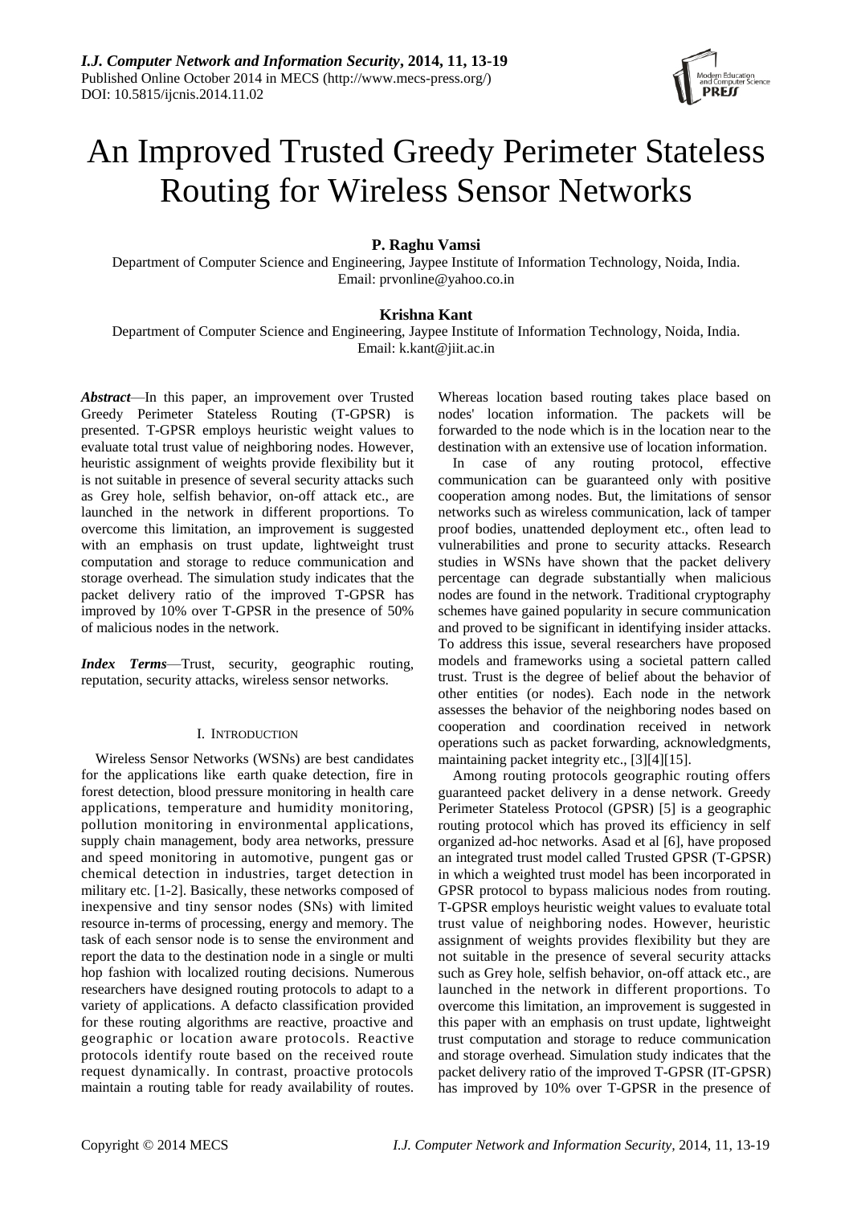# An Improved Trusted Greedy Perimeter Stateless Routing for Wireless Sensor Networks

**P. Raghu Vamsi**

Department of Computer Science and Engineering, Jaypee Institute of Information Technology, Noida, India.
Email: prvonline@yahoo.co.in

**Krishna Kant**

Department of Computer Science and Engineering, Jaypee Institute of Information Technology, Noida, India.
Email: k.kant@jiit.ac.in

***Abstract***—In this paper, an improvement over Trusted Greedy Perimeter Stateless Routing (T-GPSR) is presented. T-GPSR employs heuristic weight values to evaluate total trust value of neighboring nodes. However, heuristic assignment of weights provide flexibility but it is not suitable in presence of several security attacks such as Grey hole, selfish behavior, on-off attack etc., are launched in the network in different proportions. To overcome this limitation, an improvement is suggested with an emphasis on trust update, lightweight trust computation and storage to reduce communication and storage overhead. The simulation study indicates that the packet delivery ratio of the improved T-GPSR has improved by 10% over T-GPSR in the presence of 50% of malicious nodes in the network.

***Index Terms***—Trust, security, geographic routing, reputation, security attacks, wireless sensor networks.

## I. Introduction

Wireless Sensor Networks (WSNs) are best candidates for the applications like earth quake detection, fire in forest detection, blood pressure monitoring in health care applications, temperature and humidity monitoring, pollution monitoring in environmental applications, supply chain management, body area networks, pressure and speed monitoring in automotive, pungent gas or chemical detection in industries, target detection in military etc. [1-2]. Basically, these networks composed of inexpensive and tiny sensor nodes (SNs) with limited resource in-terms of processing, energy and memory. The task of each sensor node is to sense the environment and report the data to the destination node in a single or multi hop fashion with localized routing decisions. Numerous researchers have designed routing protocols to adapt to a variety of applications. A defacto classification provided for these routing algorithms are reactive, proactive and geographic or location aware protocols. Reactive protocols identify route based on the received route request dynamically. In contrast, proactive protocols maintain a routing table for ready availability of routes. Whereas location based routing takes place based on nodes' location information. The packets will be forwarded to the node which is in the location near to the destination with an extensive use of location information.

In case of any routing protocol, effective communication can be guaranteed only with positive cooperation among nodes. But, the limitations of sensor networks such as wireless communication, lack of tamper proof bodies, unattended deployment etc., often lead to vulnerabilities and prone to security attacks. Research studies in WSNs have shown that the packet delivery percentage can degrade substantially when malicious nodes are found in the network. Traditional cryptography schemes have gained popularity in secure communication and proved to be significant in identifying insider attacks. To address this issue, several researchers have proposed models and frameworks using a societal pattern called trust. Trust is the degree of belief about the behavior of other entities (or nodes). Each node in the network assesses the behavior of the neighboring nodes based on cooperation and coordination received in network operations such as packet forwarding, acknowledgments, maintaining packet integrity etc., [3][4][15].

Among routing protocols geographic routing offers guaranteed packet delivery in a dense network. Greedy Perimeter Stateless Protocol (GPSR) [5] is a geographic routing protocol which has proved its efficiency in self organized ad-hoc networks. Asad et al [6], have proposed an integrated trust model called Trusted GPSR (T-GPSR) in which a weighted trust model has been incorporated in GPSR protocol to bypass malicious nodes from routing. T-GPSR employs heuristic weight values to evaluate total trust value of neighboring nodes. However, heuristic assignment of weights provides flexibility but they are not suitable in the presence of several security attacks such as Grey hole, selfish behavior, on-off attack etc., are launched in the network in different proportions. To overcome this limitation, an improvement is suggested in this paper with an emphasis on trust update, lightweight trust computation and storage to reduce communication and storage overhead. Simulation study indicates that the packet delivery ratio of the improved T-GPSR (IT-GPSR) has improved by 10% over T-GPSR in the presence of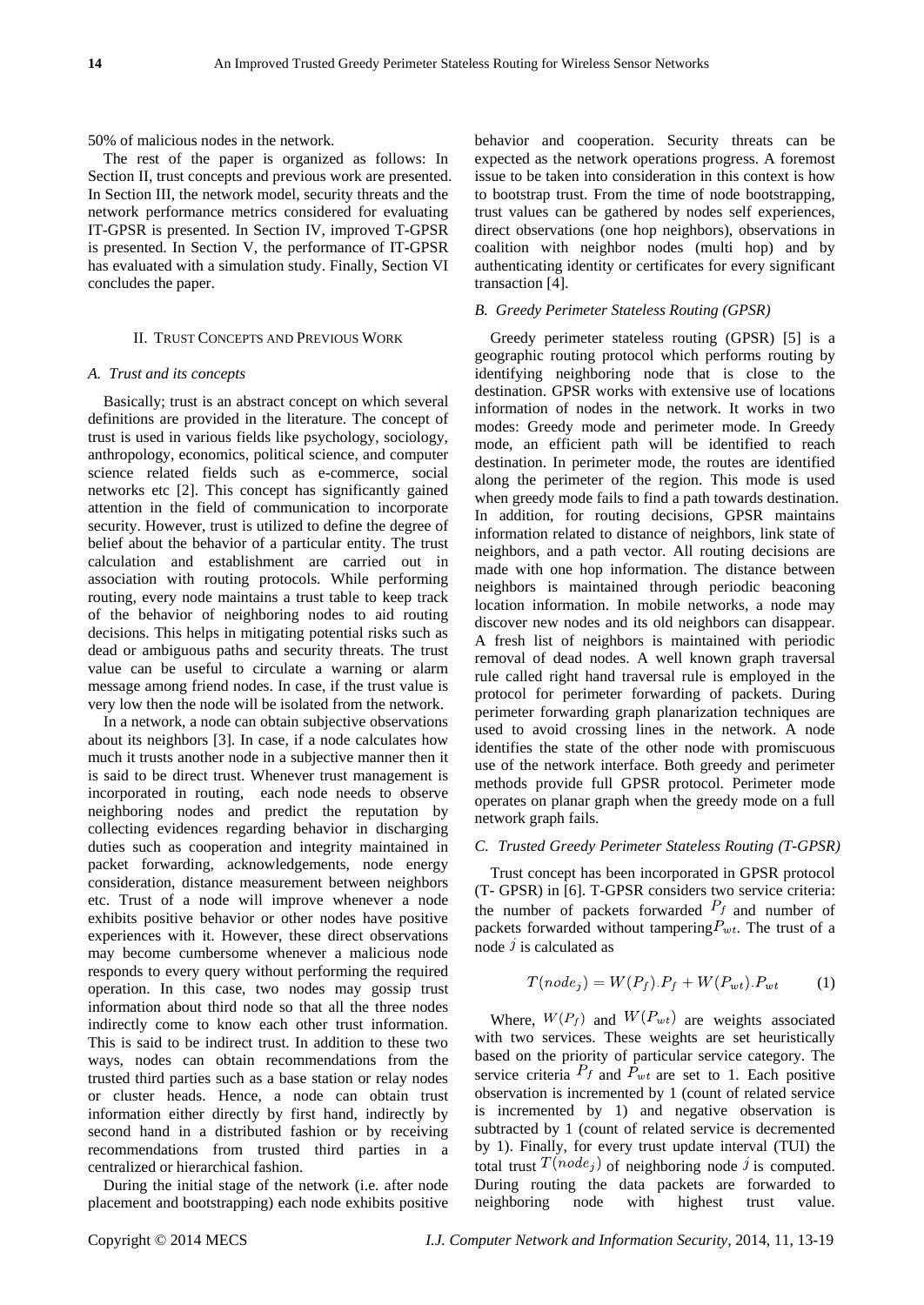50% of malicious nodes in the network.

The rest of the paper is organized as follows: In Section II, trust concepts and previous work are presented. In Section III, the network model, security threats and the network performance metrics considered for evaluating IT-GPSR is presented. In Section IV, improved T-GPSR is presented. In Section V, the performance of IT-GPSR has evaluated with a simulation study. Finally, Section VI concludes the paper.

## II. Trust Concepts and Previous Work

### A. Trust and its concepts

Basically; trust is an abstract concept on which several definitions are provided in the literature. The concept of trust is used in various fields like psychology, sociology, anthropology, economics, political science, and computer science related fields such as e-commerce, social networks etc [2]. This concept has significantly gained attention in the field of communication to incorporate security. However, trust is utilized to define the degree of belief about the behavior of a particular entity. The trust calculation and establishment are carried out in association with routing protocols. While performing routing, every node maintains a trust table to keep track of the behavior of neighboring nodes to aid routing decisions. This helps in mitigating potential risks such as dead or ambiguous paths and security threats. The trust value can be useful to circulate a warning or alarm message among friend nodes. In case, if the trust value is very low then the node will be isolated from the network.

In a network, a node can obtain subjective observations about its neighbors [3]. In case, if a node calculates how much it trusts another node in a subjective manner then it is said to be direct trust. Whenever trust management is incorporated in routing, each node needs to observe neighboring nodes and predict the reputation by collecting evidences regarding behavior in discharging duties such as cooperation and integrity maintained in packet forwarding, acknowledgements, node energy consideration, distance measurement between neighbors etc. Trust of a node will improve whenever a node exhibits positive behavior or other nodes have positive experiences with it. However, these direct observations may become cumbersome whenever a malicious node responds to every query without performing the required operation. In this case, two nodes may gossip trust information about third node so that all the three nodes indirectly come to know each other trust information. This is said to be indirect trust. In addition to these two ways, nodes can obtain recommendations from the trusted third parties such as a base station or relay nodes or cluster heads. Hence, a node can obtain trust information either directly by first hand, indirectly by second hand in a distributed fashion or by receiving recommendations from trusted third parties in a centralized or hierarchical fashion.

During the initial stage of the network (i.e. after node placement and bootstrapping) each node exhibits positive behavior and cooperation. Security threats can be expected as the network operations progress. A foremost issue to be taken into consideration in this context is how to bootstrap trust. From the time of node bootstrapping, trust values can be gathered by nodes self experiences, direct observations (one hop neighbors), observations in coalition with neighbor nodes (multi hop) and by authenticating identity or certificates for every significant transaction [4].

### B. Greedy Perimeter Stateless Routing (GPSR)

Greedy perimeter stateless routing (GPSR) [5] is a geographic routing protocol which performs routing by identifying neighboring node that is close to the destination. GPSR works with extensive use of locations information of nodes in the network. It works in two modes: Greedy mode and perimeter mode. In Greedy mode, an efficient path will be identified to reach destination. In perimeter mode, the routes are identified along the perimeter of the region. This mode is used when greedy mode fails to find a path towards destination. In addition, for routing decisions, GPSR maintains information related to distance of neighbors, link state of neighbors, and a path vector. All routing decisions are made with one hop information. The distance between neighbors is maintained through periodic beaconing location information. In mobile networks, a node may discover new nodes and its old neighbors can disappear. A fresh list of neighbors is maintained with periodic removal of dead nodes. A well known graph traversal rule called right hand traversal rule is employed in the protocol for perimeter forwarding of packets. During perimeter forwarding graph planarization techniques are used to avoid crossing lines in the network. A node identifies the state of the other node with promiscuous use of the network interface. Both greedy and perimeter methods provide full GPSR protocol. Perimeter mode operates on planar graph when the greedy mode on a full network graph fails.

### C. Trusted Greedy Perimeter Stateless Routing (T-GPSR)

Trust concept has been incorporated in GPSR protocol (T- GPSR) in [6]. T-GPSR considers two service criteria: the number of packets forwarded $P_f$ and number of packets forwarded without tampering $P_{wt}$. The trust of a node $j$ is calculated as

$$T(node_j) = W(P_f).P_f + W(P_{wt}).P_{wt} \qquad (1)$$

Where, $W(P_f)$ and $W(P_{wt})$ are weights associated with two services. These weights are set heuristically based on the priority of particular service category. The service criteria $P_f$ and $P_{wt}$ are set to 1. Each positive observation is incremented by 1 (count of related service is incremented by 1) and negative observation is subtracted by 1 (count of related service is decremented by 1). Finally, for every trust update interval (TUI) the total trust $T(node_j)$ of neighboring node $j$ is computed. During routing the data packets are forwarded to neighboring node with highest trust value.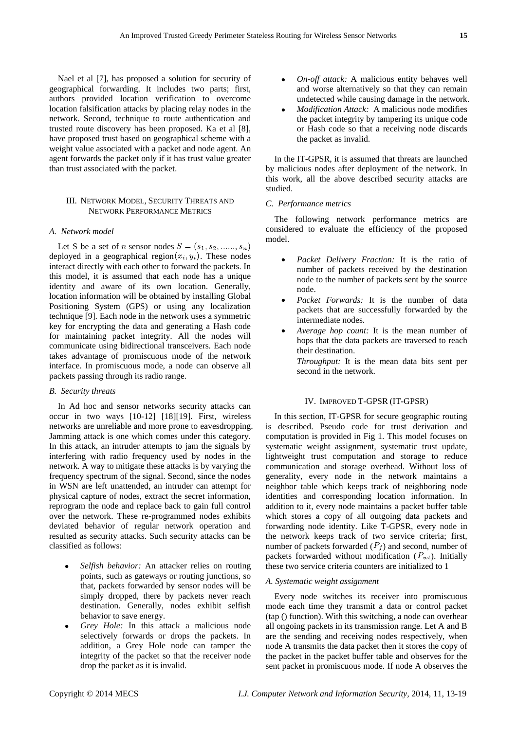Nael et al [7], has proposed a solution for security of geographical forwarding. It includes two parts; first, authors provided location verification to overcome location falsification attacks by placing relay nodes in the network. Second, technique to route authentication and trusted route discovery has been proposed. Ka et al [8], have proposed trust based on geographical scheme with a weight value associated with a packet and node agent. An agent forwards the packet only if it has trust value greater than trust associated with the packet.

## III. Network Model, Security Threats and Network Performance Metrics

### A. Network model

Let S be a set of $n$ sensor nodes $S = (s_1, s_2, \ldots\ldots, s_n)$ deployed in a geographical region$(x_i, y_i)$. These nodes interact directly with each other to forward the packets. In this model, it is assumed that each node has a unique identity and aware of its own location. Generally, location information will be obtained by installing Global Positioning System (GPS) or using any localization technique [9]. Each node in the network uses a symmetric key for encrypting the data and generating a Hash code for maintaining packet integrity. All the nodes will communicate using bidirectional transceivers. Each node takes advantage of promiscuous mode of the network interface. In promiscuous mode, a node can observe all packets passing through its radio range.

### B. Security threats

In Ad hoc and sensor networks security attacks can occur in two ways [10-12] [18][19]. First, wireless networks are unreliable and more prone to eavesdropping. Jamming attack is one which comes under this category. In this attack, an intruder attempts to jam the signals by interfering with radio frequency used by nodes in the network. A way to mitigate these attacks is by varying the frequency spectrum of the signal. Second, since the nodes in WSN are left unattended, an intruder can attempt for physical capture of nodes, extract the secret information, reprogram the node and replace back to gain full control over the network. These re-programmed nodes exhibits deviated behavior of regular network operation and resulted as security attacks. Such security attacks can be classified as follows:

- *Selfish behavior:* An attacker relies on routing points, such as gateways or routing junctions, so that, packets forwarded by sensor nodes will be simply dropped, there by packets never reach destination. Generally, nodes exhibit selfish behavior to save energy.
- *Grey Hole:* In this attack a malicious node selectively forwards or drops the packets. In addition, a Grey Hole node can tamper the integrity of the packet so that the receiver node drop the packet as it is invalid.
- *On-off attack:* A malicious entity behaves well and worse alternatively so that they can remain undetected while causing damage in the network.
- *Modification Attack:* A malicious node modifies the packet integrity by tampering its unique code or Hash code so that a receiving node discards the packet as invalid.

In the IT-GPSR, it is assumed that threats are launched by malicious nodes after deployment of the network. In this work, all the above described security attacks are studied.

### C. Performance metrics

The following network performance metrics are considered to evaluate the efficiency of the proposed model.

- *Packet Delivery Fraction:* It is the ratio of number of packets received by the destination node to the number of packets sent by the source node.
- *Packet Forwards:* It is the number of data packets that are successfully forwarded by the intermediate nodes.
- *Average hop count:* It is the mean number of hops that the data packets are traversed to reach their destination.

  *Throughput:* It is the mean data bits sent per second in the network.

## IV. Improved T-GPSR (IT-GPSR)

In this section, IT-GPSR for secure geographic routing is described. Pseudo code for trust derivation and computation is provided in Fig 1. This model focuses on systematic weight assignment, systematic trust update, lightweight trust computation and storage to reduce communication and storage overhead. Without loss of generality, every node in the network maintains a neighbor table which keeps track of neighboring node identities and corresponding location information. In addition to it, every node maintains a packet buffer table which stores a copy of all outgoing data packets and forwarding node identity. Like T-GPSR, every node in the network keeps track of two service criteria; first, number of packets forwarded ($P_f$) and second, number of packets forwarded without modification ($P_{wt}$). Initially these two service criteria counters are initialized to 1

### A. Systematic weight assignment

Every node switches its receiver into promiscuous mode each time they transmit a data or control packet (tap () function). With this switching, a node can overhear all ongoing packets in its transmission range. Let A and B are the sending and receiving nodes respectively, when node A transmits the data packet then it stores the copy of the packet in the packet buffer table and observes for the sent packet in promiscuous mode. If node A observes the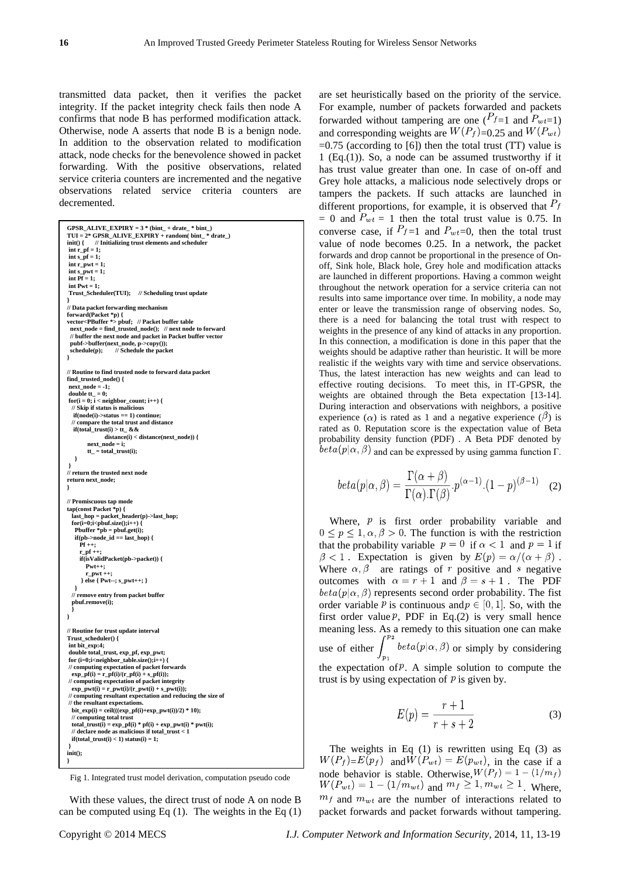transmitted data packet, then it verifies the packet integrity. If the packet integrity check fails then node A confirms that node B has performed modification attack. Otherwise, node A asserts that node B is a benign node. In addition to the observation related to modification attack, node checks for the benevolence showed in packet forwarding. With the positive observations, related service criteria counters are incremented and the negative observations related service criteria counters are decremented.

```
GPSR_ALIVE_EXPIRY = 3 * (bint_ + drate_ * bint_)
TUI = 2* GPSR_ALIVE_EXPIRY + random( bint_ * drate_)
init() {      // Initializing trust elements and scheduler
 int r_pf = 1;
 int s_pf = 1;
 int r_pwt = 1;
 int s_pwt = 1;
 int Pf = 1;
 int Pwt = 1;
 Trust_Scheduler(TUI);     // Scheduling trust update
}
// Data packet forwarding mechanism
forward(Packet *p) {
vector<PBuffer *> pbuf;   // Packet buffer table
  next_node = find_trusted_node();   // next node to forward
  // buffer the next node and packet in Packet buffer vector
  pubf->buffer(next_node, p->copy());
  schedule(p);       // Schedule the packet
}

// Routine to find trusted node to forward data packet
find_trusted_node() {
 next_node = -1;
 double tt_ = 0;
 for(i = 0; i < neighbor_count; i++) {
   // Skip if status is malicious
   if(node(i)->status == 1) continue;
   // compare the total trust and distance
   if(total_trust(i) > tt_ &&
                distance(i) < distance(next_node)) {
         next_node = i;
         tt_ = total_trust(i);
   }
 }
// return the trusted next node
return next_node;
}

// Promiscuous tap mode
tap(const Packet *p) {
  last_hop = packet_header(p)->last_hop;
  for(i=0;i<pbuf.size();i++) {
    Pbuffer *pb = pbuf.get(i);
    if(pb->node_id == last_hop) {
      Pf ++;
      r_pf ++;
      if(isValidPacket(pb->packet)) {
         Pwt++;
         r_pwt ++;
      } else { Pwt--; s_pwt++; }
    }
   // remove entry from packet buffer
   pbuf.remove(i);
   }
}

// Routine for trust update interval
Trust_scheduler() {
 int bit_exp:4;
 double total_trust, exp_pf, exp_pwt;
 for (i=0;i<neighbor_table.size();i++) {
 // computing expectation of packet forwards
   exp_pf(i) = r_pf(i)/(r_pf(i) + s_pf(i));
 // computing expectation of packet integrity
   exp_pwt(i) = r_pwt(i)/(r_pwt(i) + s_pwt(i));
 // computing resultant expectation and reducing the size of
 // the resultant expectations.
   bit_exp(i) = ceil(((exp_pf(i)+exp_pwt(i))/2) * 10);
   // computing total trust
   total_trust(i) = exp_pf(i) * pf(i) + exp_pwt(i) * pwt(i);
   // declare node as malicious if total_trust < 1
   if(total_trust(i) < 1) status(i) = 1;
 }
init();
}
```

Fig 1. Integrated trust model derivation, computation pseudo code

With these values, the direct trust of node A on node B can be computed using Eq (1). The weights in the Eq (1) are set heuristically based on the priority of the service. For example, number of packets forwarded and packets forwarded without tampering are one ($P_f$=1 and $P_{wt}$=1) and corresponding weights are $W(P_f)$=0.25 and $W(P_{wt})$ =0.75 (according to [6]) then the total trust (TT) value is 1 (Eq.(1)). So, a node can be assumed trustworthy if it has trust value greater than one. In case of on-off and Grey hole attacks, a malicious node selectively drops or tampers the packets. If such attacks are launched in different proportions, for example, it is observed that $P_f$ = 0 and $P_{wt}$ = 1 then the total trust value is 0.75. In converse case, if $P_f$=1 and $P_{wt}$=0, then the total trust value of node becomes 0.25. In a network, the packet forwards and drop cannot be proportional in the presence of On-off, Sink hole, Black hole, Grey hole and modification attacks are launched in different proportions. Having a common weight throughout the network operation for a service criteria can not results into same importance over time. In mobility, a node may enter or leave the transmission range of observing nodes. So, there is a need for balancing the total trust with respect to weights in the presence of any kind of attacks in any proportion. In this connection, a modification is done in this paper that the weights should be adaptive rather than heuristic. It will be more realistic if the weights vary with time and service observations. Thus, the latest interaction has new weights and can lead to effective routing decisions. To meet this, in IT-GPSR, the weights are obtained through the Beta expectation [13-14]. During interaction and observations with neighbors, a positive experience ($\alpha$) is rated as 1 and a negative experience ($\beta$) is rated as 0. Reputation score is the expectation value of Beta probability density function (PDF) . A Beta PDF denoted by $beta(p|\alpha,\beta)$ and can be expressed by using gamma function Γ.

$$beta(p|\alpha,\beta) = \frac{\Gamma(\alpha+\beta)}{\Gamma(\alpha).\Gamma(\beta)}.p^{(\alpha-1)}.(1-p)^{(\beta-1)} \quad (2)$$

Where, $p$ is first order probability variable and $0 \le p \le 1, \alpha, \beta > 0$. The function is with the restriction that the probability variable $p=0$ if $\alpha < 1$ and $p=1$ if $\beta < 1$. Expectation is given by $E(p) = \alpha/(\alpha+\beta)$. Where $\alpha, \beta$ are ratings of $r$ positive and $s$ negative outcomes with $\alpha = r+1$ and $\beta = s+1$. The PDF $beta(p|\alpha,\beta)$ represents second order probability. The fist order variable $p$ is continuous and $p \in [0,1]$. So, with the first order value $p$, PDF in Eq.(2) is very small hence meaning less. As a remedy to this situation one can make use of either $\int_{p_1}^{p_2} beta(p|\alpha,\beta)$ or simply by considering the expectation of $p$. A simple solution to compute the trust is by using expectation of $p$ is given by.

$$E(p) = \frac{r+1}{r+s+2} \quad (3)$$

The weights in Eq (1) is rewritten using Eq (3) as $W(P_f)$=$E(p_f)$ and $W(P_{wt}) = E(p_{wt})$, in the case if a node behavior is stable. Otherwise, $W(P_f) = 1-(1/m_f)$ $W(P_{wt}) = 1-(1/m_{wt})$ and $m_f \ge 1, m_{wt} \ge 1$. Where, $m_f$ and $m_{wt}$ are the number of interactions related to packet forwards and packet forwards without tampering.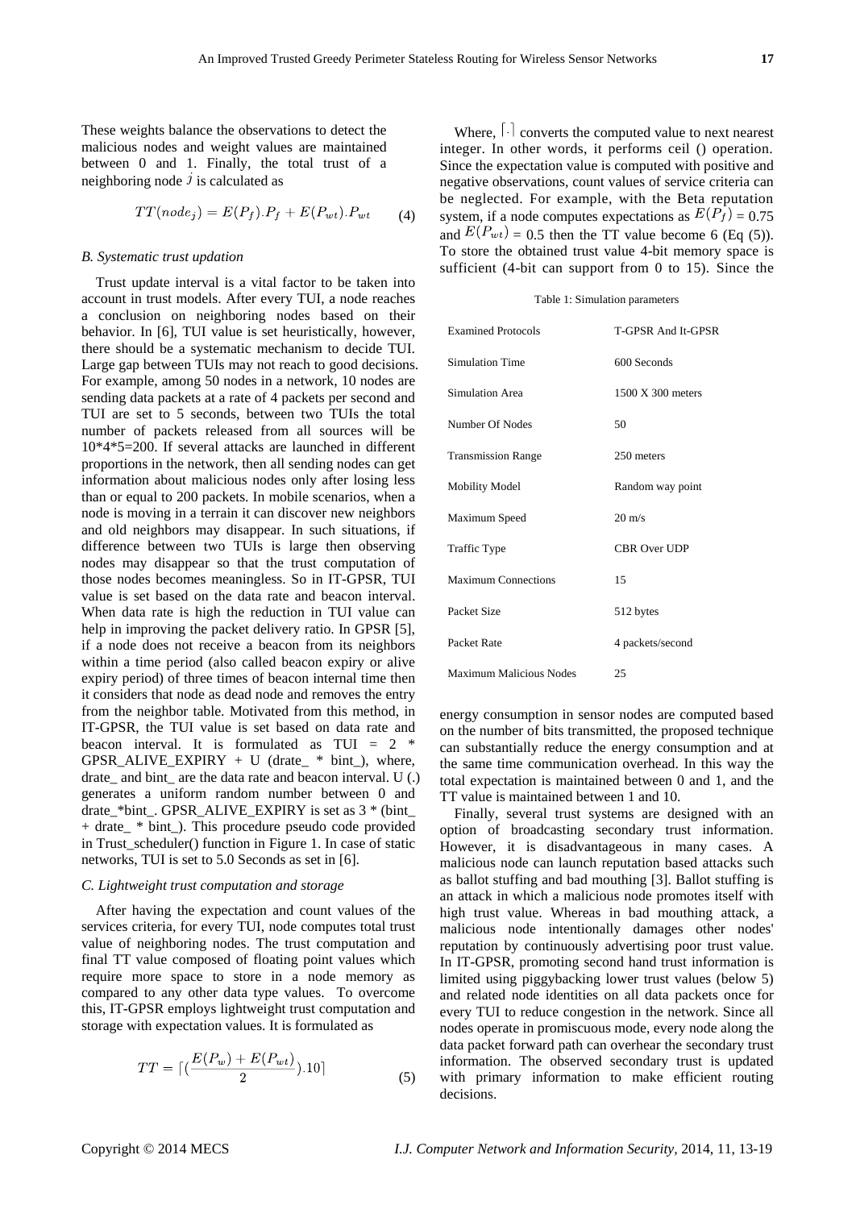These weights balance the observations to detect the malicious nodes and weight values are maintained between 0 and 1. Finally, the total trust of a neighboring node $j$ is calculated as

$$TT(node_j) = E(P_f).P_f + E(P_{wt}).P_{wt} \tag{4}$$

### *B. Systematic trust updation*

Trust update interval is a vital factor to be taken into account in trust models. After every TUI, a node reaches a conclusion on neighboring nodes based on their behavior. In [6], TUI value is set heuristically, however, there should be a systematic mechanism to decide TUI. Large gap between TUIs may not reach to good decisions. For example, among 50 nodes in a network, 10 nodes are sending data packets at a rate of 4 packets per second and TUI are set to 5 seconds, between two TUIs the total number of packets released from all sources will be 10*4*5=200. If several attacks are launched in different proportions in the network, then all sending nodes can get information about malicious nodes only after losing less than or equal to 200 packets. In mobile scenarios, when a node is moving in a terrain it can discover new neighbors and old neighbors may disappear. In such situations, if difference between two TUIs is large then observing nodes may disappear so that the trust computation of those nodes becomes meaningless. So in IT-GPSR, TUI value is set based on the data rate and beacon interval. When data rate is high the reduction in TUI value can help in improving the packet delivery ratio. In GPSR [5], if a node does not receive a beacon from its neighbors within a time period (also called beacon expiry or alive expiry period) of three times of beacon internal time then it considers that node as dead node and removes the entry from the neighbor table. Motivated from this method, in IT-GPSR, the TUI value is set based on data rate and beacon interval. It is formulated as TUI = 2 * GPSR_ALIVE_EXPIRY + U (drate_ * bint_), where, drate_ and bint_ are the data rate and beacon interval. U (.) generates a uniform random number between 0 and drate_*bint_. GPSR_ALIVE_EXPIRY is set as 3 * (bint_ + drate_ * bint_). This procedure pseudo code provided in Trust_scheduler() function in Figure 1. In case of static networks, TUI is set to 5.0 Seconds as set in [6].

### *C. Lightweight trust computation and storage*

After having the expectation and count values of the services criteria, for every TUI, node computes total trust value of neighboring nodes. The trust computation and final TT value composed of floating point values which require more space to store in a node memory as compared to any other data type values. To overcome this, IT-GPSR employs lightweight trust computation and storage with expectation values. It is formulated as

$$TT = \lceil (\frac{E(P_w) + E(P_{wt})}{2}).10 \rceil \tag{5}$$

Where, $\lceil \cdot \rceil$ converts the computed value to next nearest integer. In other words, it performs ceil () operation. Since the expectation value is computed with positive and negative observations, count values of service criteria can be neglected. For example, with the Beta reputation system, if a node computes expectations as $E(P_f)$ = 0.75 and $E(P_{wt})$ = 0.5 then the TT value become 6 (Eq (5)). To store the obtained trust value 4-bit memory space is sufficient (4-bit can support from 0 to 15). Since the energy consumption in sensor nodes are computed based on the number of bits transmitted, the proposed technique can substantially reduce the energy consumption and at the same time communication overhead. In this way the total expectation is maintained between 0 and 1, and the TT value is maintained between 1 and 10.

Table 1: Simulation parameters

| Parameter | Value |
|---|---|
| Examined Protocols | T-GPSR And It-GPSR |
| Simulation Time | 600 Seconds |
| Simulation Area | 1500 X 300 meters |
| Number Of Nodes | 50 |
| Transmission Range | 250 meters |
| Mobility Model | Random way point |
| Maximum Speed | 20 m/s |
| Traffic Type | CBR Over UDP |
| Maximum Connections | 15 |
| Packet Size | 512 bytes |
| Packet Rate | 4 packets/second |
| Maximum Malicious Nodes | 25 |

Finally, several trust systems are designed with an option of broadcasting secondary trust information. However, it is disadvantageous in many cases. A malicious node can launch reputation based attacks such as ballot stuffing and bad mouthing [3]. Ballot stuffing is an attack in which a malicious node promotes itself with high trust value. Whereas in bad mouthing attack, a malicious node intentionally damages other nodes' reputation by continuously advertising poor trust value. In IT-GPSR, promoting second hand trust information is limited using piggybacking lower trust values (below 5) and related node identities on all data packets once for every TUI to reduce congestion in the network. Since all nodes operate in promiscuous mode, every node along the data packet forward path can overhear the secondary trust information. The observed secondary trust is updated with primary information to make efficient routing decisions.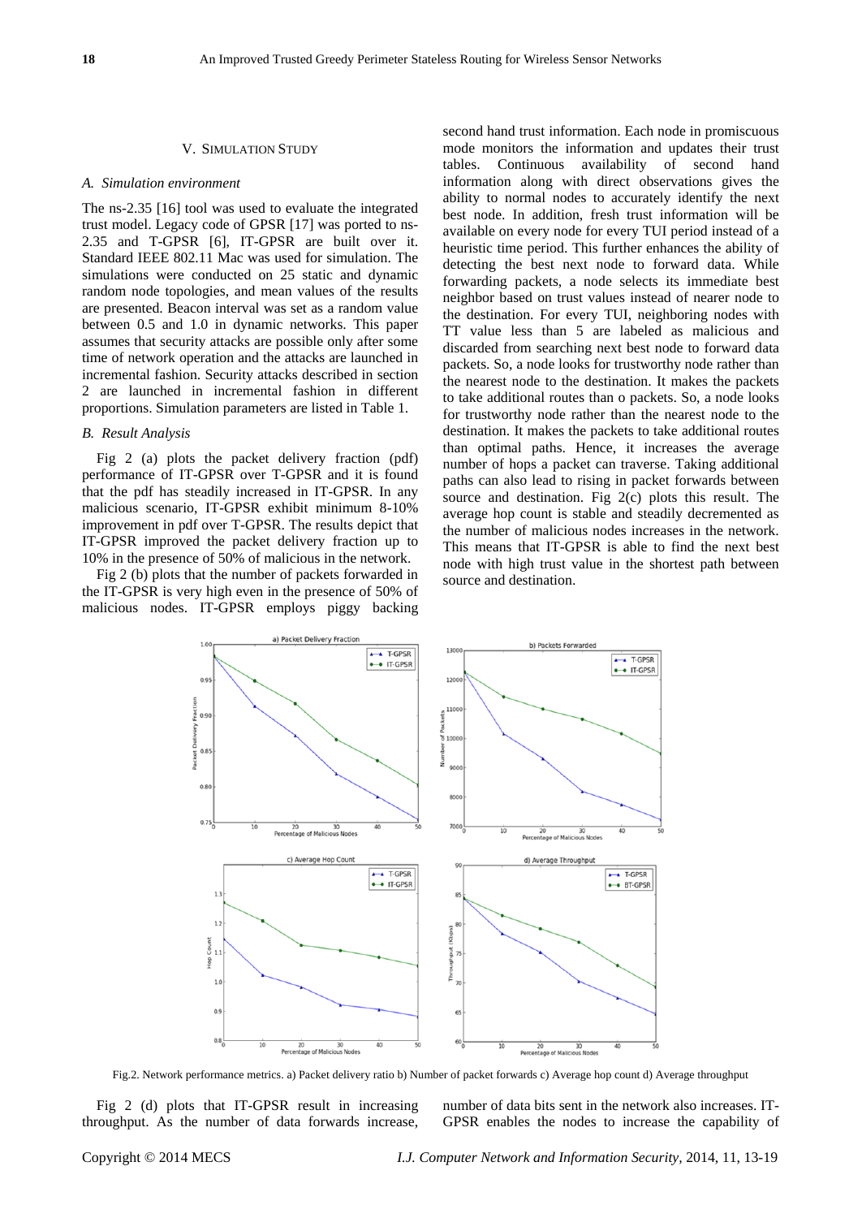## V. Simulation Study

### A. Simulation environment

The ns-2.35 [16] tool was used to evaluate the integrated trust model. Legacy code of GPSR [17] was ported to ns-2.35 and T-GPSR [6], IT-GPSR are built over it. Standard IEEE 802.11 Mac was used for simulation. The simulations were conducted on 25 static and dynamic random node topologies, and mean values of the results are presented. Beacon interval was set as a random value between 0.5 and 1.0 in dynamic networks. This paper assumes that security attacks are possible only after some time of network operation and the attacks are launched in incremental fashion. Security attacks described in section 2 are launched in incremental fashion in different proportions. Simulation parameters are listed in Table 1.

### B. Result Analysis

Fig 2 (a) plots the packet delivery fraction (pdf) performance of IT-GPSR over T-GPSR and it is found that the pdf has steadily increased in IT-GPSR. In any malicious scenario, IT-GPSR exhibit minimum 8-10% improvement in pdf over T-GPSR. The results depict that IT-GPSR improved the packet delivery fraction up to 10% in the presence of 50% of malicious in the network.

Fig 2 (b) plots that the number of packets forwarded in the IT-GPSR is very high even in the presence of 50% of malicious nodes. IT-GPSR employs piggy backing second hand trust information. Each node in promiscuous mode monitors the information and updates their trust tables. Continuous availability of second hand information along with direct observations gives the ability to normal nodes to accurately identify the next best node. In addition, fresh trust information will be available on every node for every TUI period instead of a heuristic time period. This further enhances the ability of detecting the best next node to forward data. While forwarding packets, a node selects its immediate best neighbor based on trust values instead of nearer node to the destination. For every TUI, neighboring nodes with TT value less than 5 are labeled as malicious and discarded from searching next best node to forward data packets. So, a node looks for trustworthy node rather than the nearest node to the destination. It makes the packets to take additional routes than o packets. So, a node looks for trustworthy node rather than the nearest node to the destination. It makes the packets to take additional routes than optimal paths. Hence, it increases the average number of hops a packet can traverse. Taking additional paths can also lead to rising in packet forwards between source and destination. Fig 2(c) plots this result. The average hop count is stable and steadily decremented as the number of malicious nodes increases in the network. This means that IT-GPSR is able to find the next best node with high trust value in the shortest path between source and destination.

Fig.2. Network performance metrics. a) Packet delivery ratio b) Number of packet forwards c) Average hop count d) Average throughput

Fig 2 (d) plots that IT-GPSR result in increasing throughput. As the number of data forwards increase, number of data bits sent in the network also increases. IT-GPSR enables the nodes to increase the capability of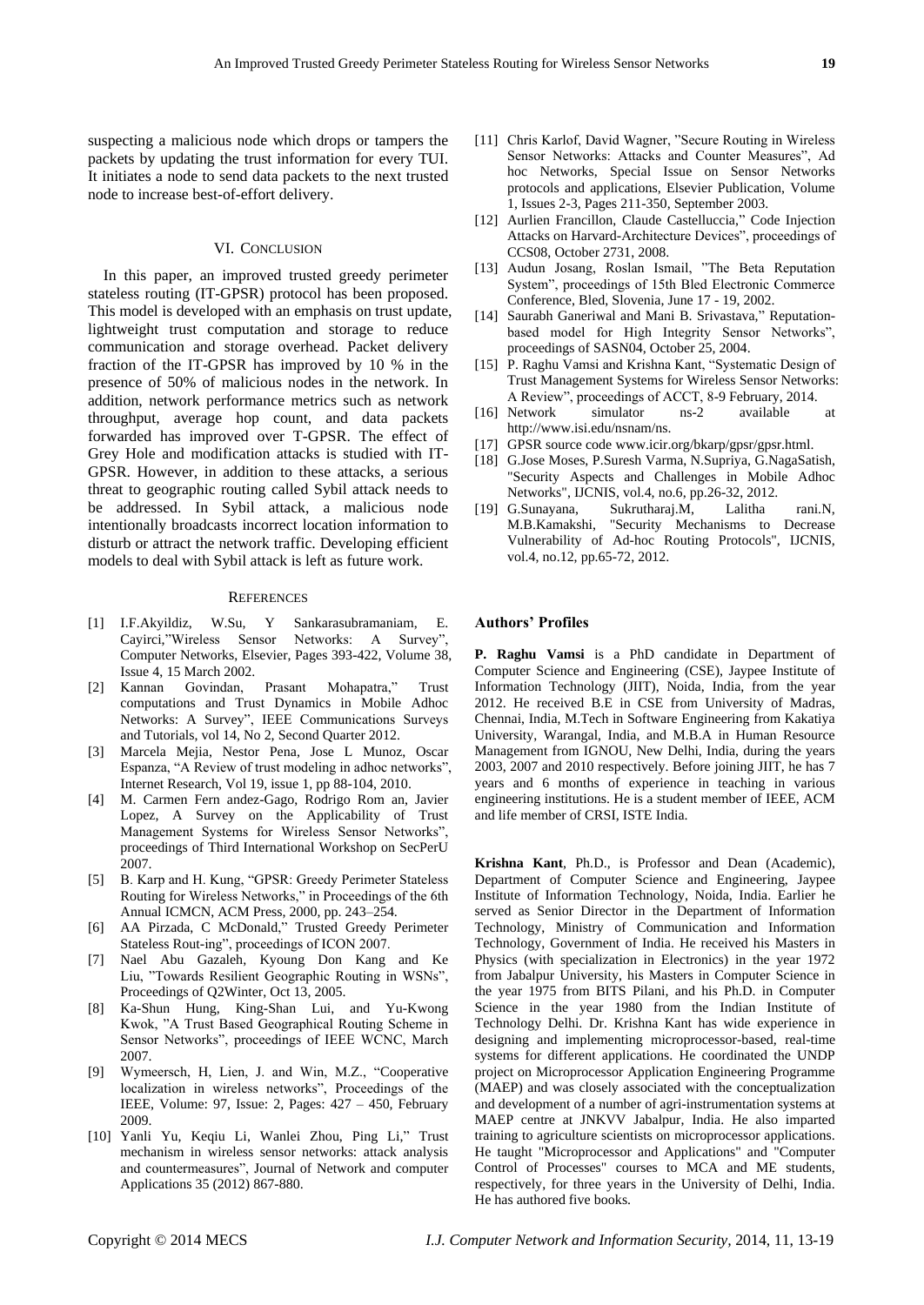suspecting a malicious node which drops or tampers the packets by updating the trust information for every TUI. It initiates a node to send data packets to the next trusted node to increase best-of-effort delivery.

## VI. Conclusion

In this paper, an improved trusted greedy perimeter stateless routing (IT-GPSR) protocol has been proposed. This model is developed with an emphasis on trust update, lightweight trust computation and storage to reduce communication and storage overhead. Packet delivery fraction of the IT-GPSR has improved by 10 % in the presence of 50% of malicious nodes in the network. In addition, network performance metrics such as network throughput, average hop count, and data packets forwarded has improved over T-GPSR. The effect of Grey Hole and modification attacks is studied with IT-GPSR. However, in addition to these attacks, a serious threat to geographic routing called Sybil attack needs to be addressed. In Sybil attack, a malicious node intentionally broadcasts incorrect location information to disturb or attract the network traffic. Developing efficient models to deal with Sybil attack is left as future work.

## References

[1] I.F.Akyildiz, W.Su, Y Sankarasubramaniam, E. Cayirci,"Wireless Sensor Networks: A Survey", Computer Networks, Elsevier, Pages 393-422, Volume 38, Issue 4, 15 March 2002.

[2] Kannan Govindan, Prasant Mohapatra," Trust computations and Trust Dynamics in Mobile Adhoc Networks: A Survey", IEEE Communications Surveys and Tutorials, vol 14, No 2, Second Quarter 2012.

[3] Marcela Mejia, Nestor Pena, Jose L Munoz, Oscar Espanza, "A Review of trust modeling in adhoc networks", Internet Research, Vol 19, issue 1, pp 88-104, 2010.

[4] M. Carmen Fern andez-Gago, Rodrigo Rom an, Javier Lopez, A Survey on the Applicability of Trust Management Systems for Wireless Sensor Networks", proceedings of Third International Workshop on SecPerU 2007.

[5] B. Karp and H. Kung, "GPSR: Greedy Perimeter Stateless Routing for Wireless Networks," in Proceedings of the 6th Annual ICMCN, ACM Press, 2000, pp. 243–254.

[6] AA Pirzada, C McDonald," Trusted Greedy Perimeter Stateless Rout-ing", proceedings of ICON 2007.

[7] Nael Abu Gazaleh, Kyoung Don Kang and Ke Liu, "Towards Resilient Geographic Routing in WSNs", Proceedings of Q2Winter, Oct 13, 2005.

[8] Ka-Shun Hung, King-Shan Lui, and Yu-Kwong Kwok, "A Trust Based Geographical Routing Scheme in Sensor Networks", proceedings of IEEE WCNC, March 2007.

[9] Wymeersch, H, Lien, J. and Win, M.Z., "Cooperative localization in wireless networks", Proceedings of the IEEE, Volume: 97, Issue: 2, Pages: 427 – 450, February 2009.

[10] Yanli Yu, Keqiu Li, Wanlei Zhou, Ping Li," Trust mechanism in wireless sensor networks: attack analysis and countermeasures", Journal of Network and computer Applications 35 (2012) 867-880.

[11] Chris Karlof, David Wagner, "Secure Routing in Wireless Sensor Networks: Attacks and Counter Measures", Ad hoc Networks, Special Issue on Sensor Networks protocols and applications, Elsevier Publication, Volume 1, Issues 2-3, Pages 211-350, September 2003.

[12] Aurlien Francillon, Claude Castelluccia," Code Injection Attacks on Harvard-Architecture Devices", proceedings of CCS08, October 2731, 2008.

[13] Audun Josang, Roslan Ismail, "The Beta Reputation System", proceedings of 15th Bled Electronic Commerce Conference, Bled, Slovenia, June 17 - 19, 2002.

[14] Saurabh Ganeriwal and Mani B. Srivastava," Reputation-based model for High Integrity Sensor Networks", proceedings of SASN04, October 25, 2004.

[15] P. Raghu Vamsi and Krishna Kant, "Systematic Design of Trust Management Systems for Wireless Sensor Networks: A Review", proceedings of ACCT, 8-9 February, 2014.

[16] Network simulator ns-2 available at http://www.isi.edu/nsnam/ns.

[17] GPSR source code www.icir.org/bkarp/gpsr/gpsr.html.

[18] G.Jose Moses, P.Suresh Varma, N.Supriya, G.NagaSatish, "Security Aspects and Challenges in Mobile Adhoc Networks", IJCNIS, vol.4, no.6, pp.26-32, 2012.

[19] G.Sunayana, Sukrutharaj.M, Lalitha rani.N, M.B.Kamakshi, "Security Mechanisms to Decrease Vulnerability of Ad-hoc Routing Protocols", IJCNIS, vol.4, no.12, pp.65-72, 2012.

## Authors' Profiles

**P. Raghu Vamsi** is a PhD candidate in Department of Computer Science and Engineering (CSE), Jaypee Institute of Information Technology (JIIT), Noida, India, from the year 2012. He received B.E in CSE from University of Madras, Chennai, India, M.Tech in Software Engineering from Kakatiya University, Warangal, India, and M.B.A in Human Resource Management from IGNOU, New Delhi, India, during the years 2003, 2007 and 2010 respectively. Before joining JIIT, he has 7 years and 6 months of experience in teaching in various engineering institutions. He is a student member of IEEE, ACM and life member of CRSI, ISTE India.

**Krishna Kant**, Ph.D., is Professor and Dean (Academic), Department of Computer Science and Engineering, Jaypee Institute of Information Technology, Noida, India. Earlier he served as Senior Director in the Department of Information Technology, Ministry of Communication and Information Technology, Government of India. He received his Masters in Physics (with specialization in Electronics) in the year 1972 from Jabalpur University, his Masters in Computer Science in the year 1975 from BITS Pilani, and his Ph.D. in Computer Science in the year 1980 from the Indian Institute of Technology Delhi. Dr. Krishna Kant has wide experience in designing and implementing microprocessor-based, real-time systems for different applications. He coordinated the UNDP project on Microprocessor Application Engineering Programme (MAEP) and was closely associated with the conceptualization and development of a number of agri-instrumentation systems at MAEP centre at JNKVV Jabalpur, India. He also imparted training to agriculture scientists on microprocessor applications. He taught "Microprocessor and Applications" and "Computer Control of Processes" courses to MCA and ME students, respectively, for three years in the University of Delhi, India. He has authored five books.